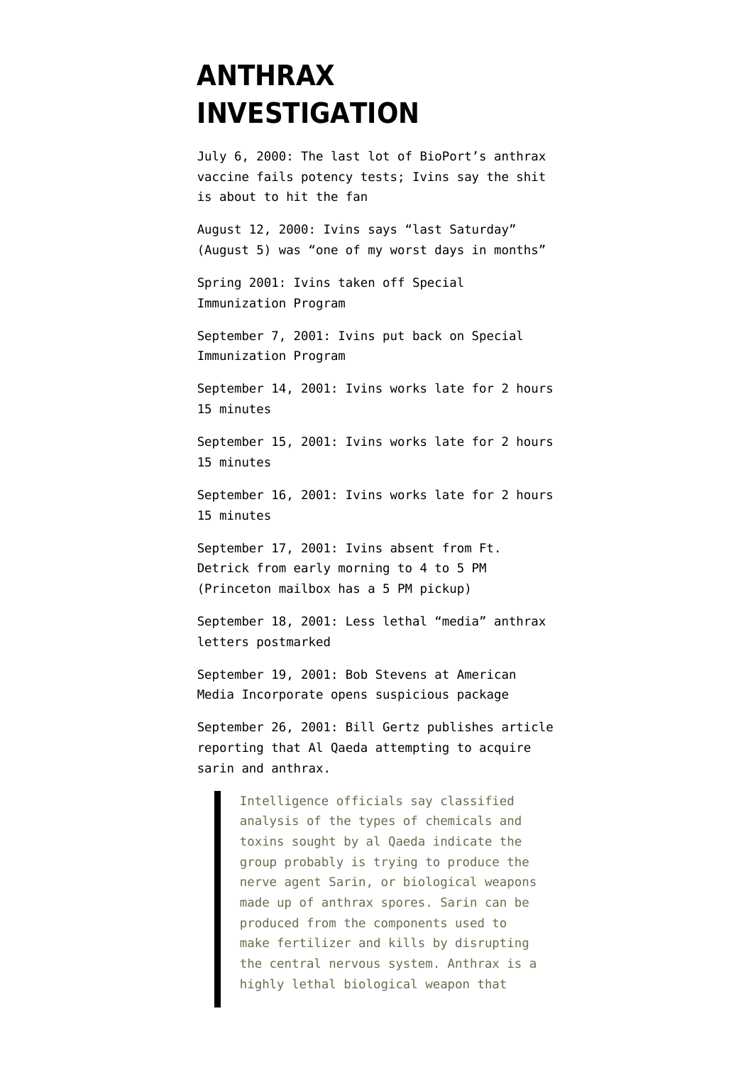# ANTHRAX INVESTIGATION

July 6, 2000: The last lot of BioPort's anthrax vaccine fails potency tests; Ivins say the shit is about to hit the fan

August 12, 2000: Ivins says "last Saturday" (August 5) was "one of my worst days in months"

Spring 2001: Ivins taken off Special Immunization Program

September 7, 2001: Ivins put back on Special Immunization Program

September 14, 2001: Ivins works late for 2 hours 15 minutes

September 15, 2001: Ivins works late for 2 hours 15 minutes

September 16, 2001: Ivins works late for 2 hours 15 minutes

September 17, 2001: Ivins absent from Ft. Detrick from early morning to 4 to 5 PM (Princeton mailbox has a 5 PM pickup)

September 18, 2001: Less lethal "media" anthrax letters postmarked

September 19, 2001: Bob Stevens at American Media Incorporate opens suspicious package

September 26, 2001: Bill Gertz publishes article reporting that Al Qaeda attempting to acquire sarin and anthrax.

> Intelligence officials say classified analysis of the types of chemicals and toxins sought by al Qaeda indicate the group probably is trying to produce the nerve agent Sarin, or biological weapons made up of anthrax spores. Sarin can be produced from the components used to make fertilizer and kills by disrupting the central nervous system. Anthrax is a highly lethal biological weapon that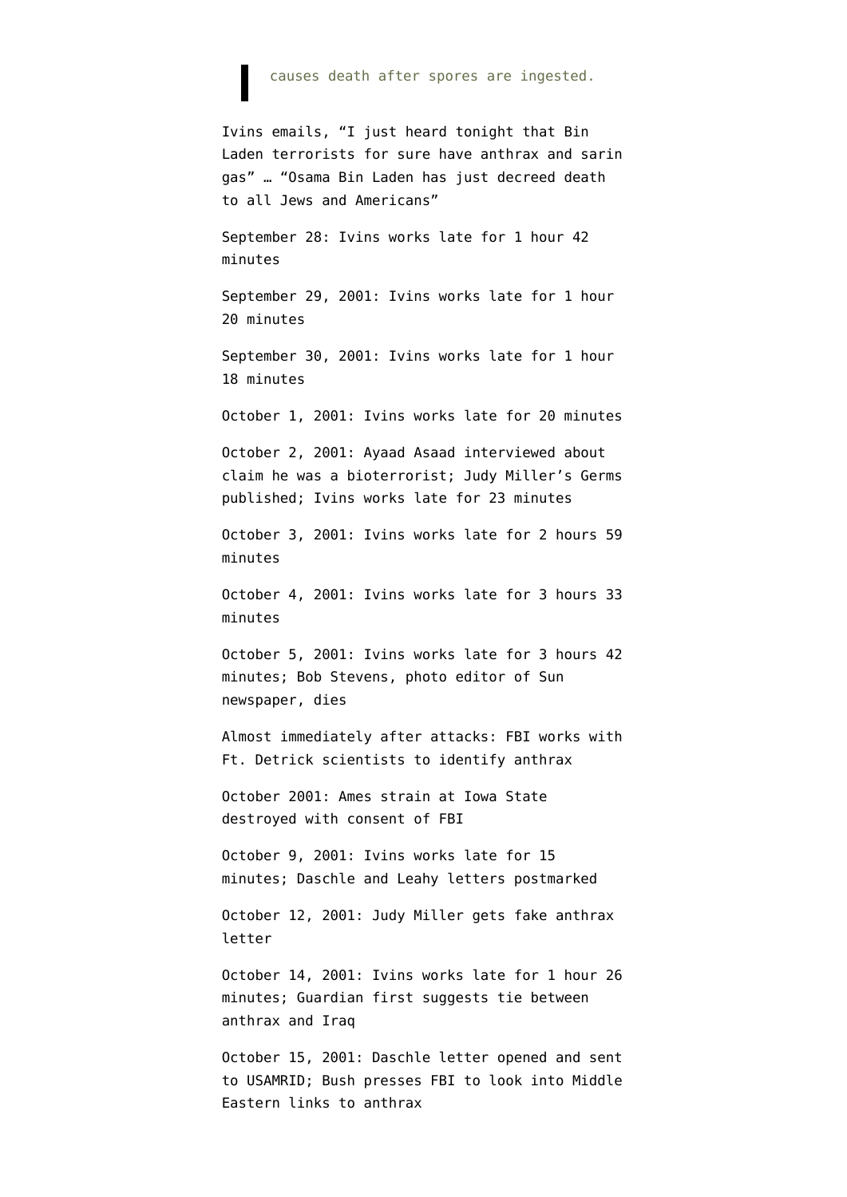> causes death after spores are ingested.

Ivins emails, “I just heard tonight that Bin Laden terrorists for sure have anthrax and sarin gas” … “Osama Bin Laden has just decreed death to all Jews and Americans”

September 28: Ivins works late for 1 hour 42 minutes

September 29, 2001: Ivins works late for 1 hour 20 minutes

September 30, 2001: Ivins works late for 1 hour 18 minutes

October 1, 2001: Ivins works late for 20 minutes

October 2, 2001: Ayaad Asaad interviewed about claim he was a bioterrorist; Judy Miller’s Germs published; Ivins works late for 23 minutes

October 3, 2001: Ivins works late for 2 hours 59 minutes

October 4, 2001: Ivins works late for 3 hours 33 minutes

October 5, 2001: Ivins works late for 3 hours 42 minutes; Bob Stevens, photo editor of Sun newspaper, dies

Almost immediately after attacks: FBI works with Ft. Detrick scientists to identify anthrax

October 2001: Ames strain at Iowa State destroyed with consent of FBI

October 9, 2001: Ivins works late for 15 minutes; Daschle and Leahy letters postmarked

October 12, 2001: Judy Miller gets fake anthrax letter

October 14, 2001: Ivins works late for 1 hour 26 minutes; Guardian first suggests tie between anthrax and Iraq

October 15, 2001: Daschle letter opened and sent to USAMRID; Bush presses FBI to look into Middle Eastern links to anthrax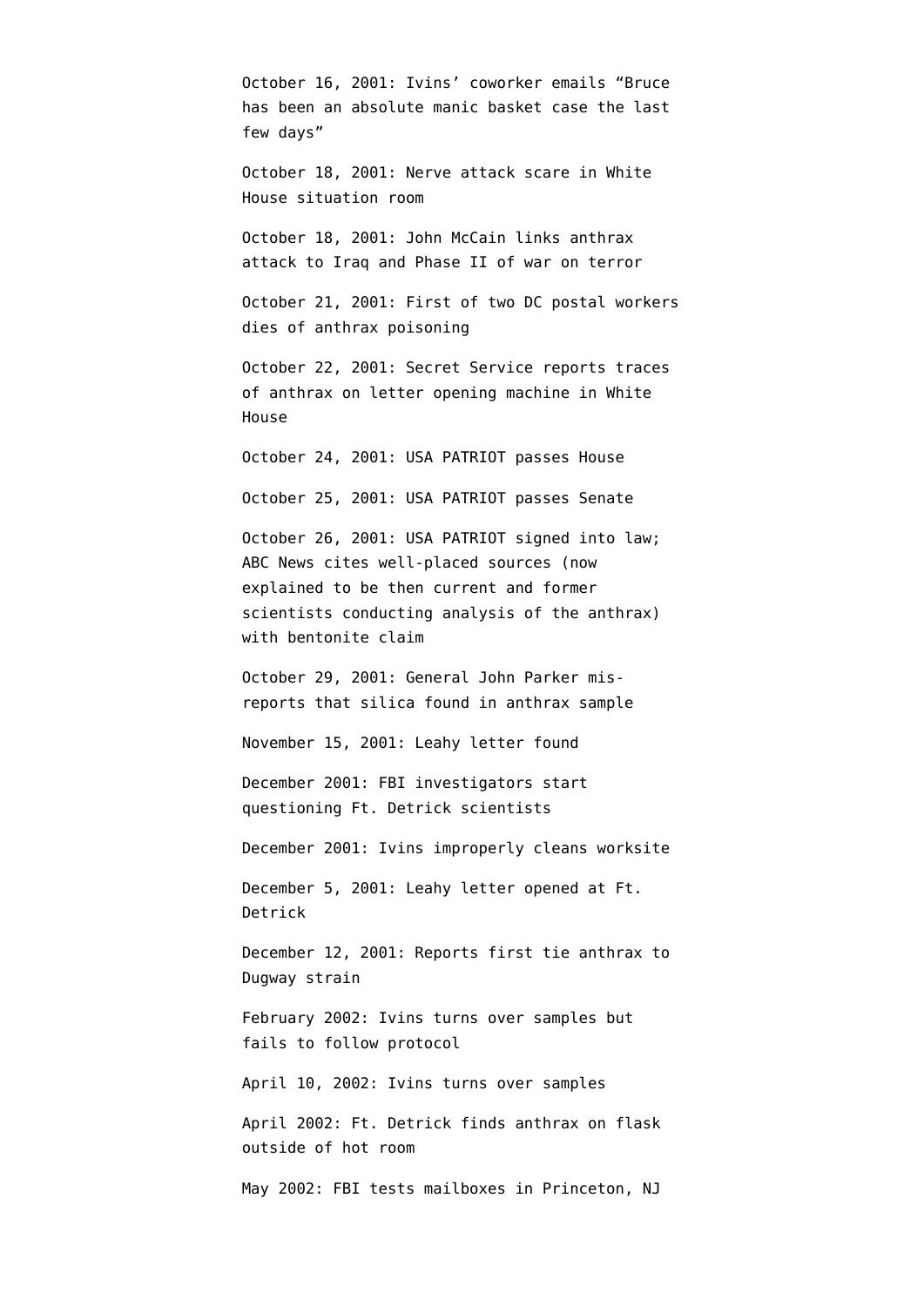October 16, 2001: Ivins' coworker emails "Bruce has been an absolute manic basket case the last few days"

October 18, 2001: Nerve attack scare in White House situation room

October 18, 2001: John McCain links anthrax attack to Iraq and Phase II of war on terror

October 21, 2001: First of two DC postal workers dies of anthrax poisoning

October 22, 2001: Secret Service reports traces of anthrax on letter opening machine in White House

October 24, 2001: USA PATRIOT passes House

October 25, 2001: USA PATRIOT passes Senate

October 26, 2001: USA PATRIOT signed into law; ABC News cites well-placed sources (now explained to be then current and former scientists conducting analysis of the anthrax) with bentonite claim

October 29, 2001: General John Parker mis-reports that silica found in anthrax sample

November 15, 2001: Leahy letter found

December 2001: FBI investigators start questioning Ft. Detrick scientists

December 2001: Ivins improperly cleans worksite

December 5, 2001: Leahy letter opened at Ft. Detrick

December 12, 2001: Reports first tie anthrax to Dugway strain

February 2002: Ivins turns over samples but fails to follow protocol

April 10, 2002: Ivins turns over samples

April 2002: Ft. Detrick finds anthrax on flask outside of hot room

May 2002: FBI tests mailboxes in Princeton, NJ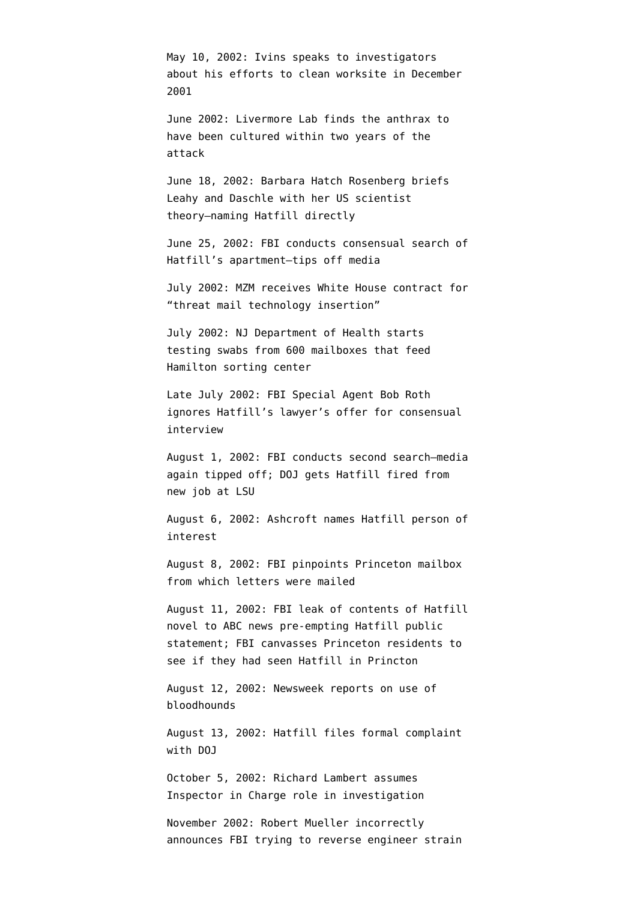May 10, 2002: Ivins speaks to investigators about his efforts to clean worksite in December 2001

June 2002: Livermore Lab finds the anthrax to have been cultured within two years of the attack

June 18, 2002: Barbara Hatch Rosenberg briefs Leahy and Daschle with her US scientist theory–naming Hatfill directly

June 25, 2002: FBI conducts consensual search of Hatfill's apartment–tips off media

July 2002: MZM receives White House contract for "threat mail technology insertion"

July 2002: NJ Department of Health starts testing swabs from 600 mailboxes that feed Hamilton sorting center

Late July 2002: FBI Special Agent Bob Roth ignores Hatfill's lawyer's offer for consensual interview

August 1, 2002: FBI conducts second search–media again tipped off; DOJ gets Hatfill fired from new job at LSU

August 6, 2002: Ashcroft names Hatfill person of interest

August 8, 2002: FBI pinpoints Princeton mailbox from which letters were mailed

August 11, 2002: FBI leak of contents of Hatfill novel to ABC news pre-empting Hatfill public statement; FBI canvasses Princeton residents to see if they had seen Hatfill in Princton

August 12, 2002: Newsweek reports on use of bloodhounds

August 13, 2002: Hatfill files formal complaint with DOJ

October 5, 2002: Richard Lambert assumes Inspector in Charge role in investigation

November 2002: Robert Mueller incorrectly announces FBI trying to reverse engineer strain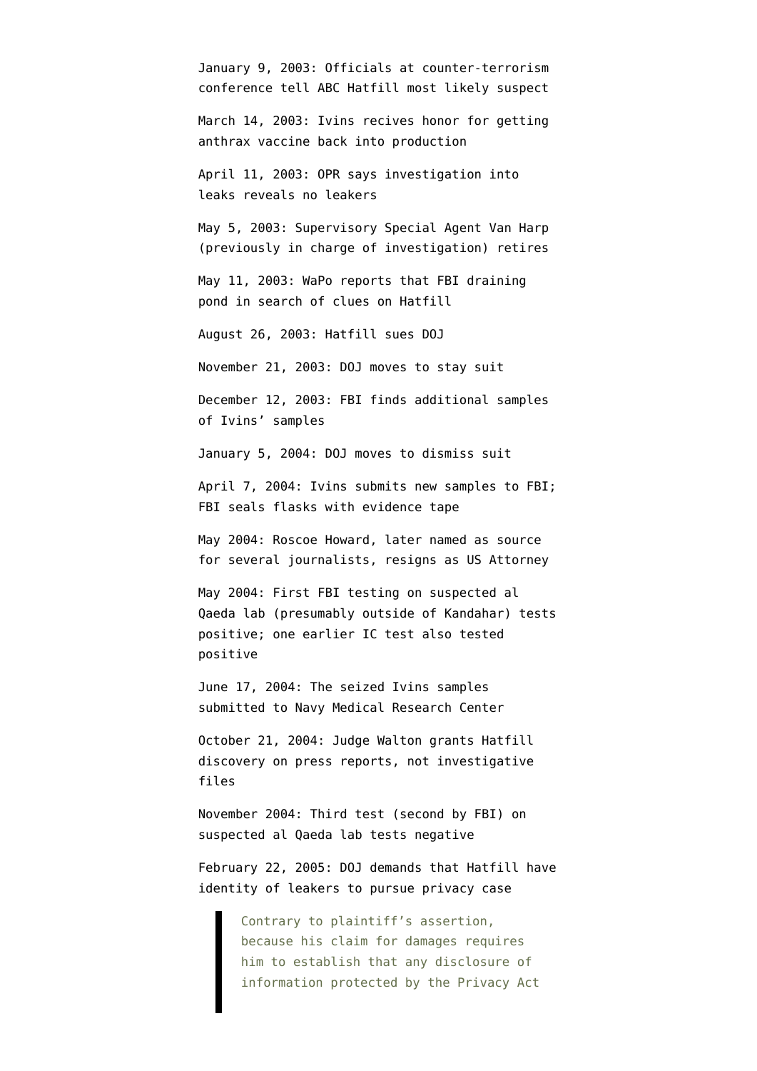January 9, 2003: Officials at counter-terrorism conference tell ABC Hatfill most likely suspect

March 14, 2003: Ivins recives honor for getting anthrax vaccine back into production

April 11, 2003: OPR says investigation into leaks reveals no leakers

May 5, 2003: Supervisory Special Agent Van Harp (previously in charge of investigation) retires

May 11, 2003: WaPo reports that FBI draining pond in search of clues on Hatfill

August 26, 2003: Hatfill sues DOJ

November 21, 2003: DOJ moves to stay suit

December 12, 2003: FBI finds additional samples of Ivins' samples

January 5, 2004: DOJ moves to dismiss suit

April 7, 2004: Ivins submits new samples to FBI; FBI seals flasks with evidence tape

May 2004: Roscoe Howard, later named as source for several journalists, resigns as US Attorney

May 2004: First FBI testing on suspected al Qaeda lab (presumably outside of Kandahar) tests positive; one earlier IC test also tested positive

June 17, 2004: The seized Ivins samples submitted to Navy Medical Research Center

October 21, 2004: Judge Walton grants Hatfill discovery on press reports, not investigative files

November 2004: Third test (second by FBI) on suspected al Qaeda lab tests negative

February 22, 2005: DOJ demands that Hatfill have identity of leakers to pursue privacy case

> Contrary to plaintiff's assertion, because his claim for damages requires him to establish that any disclosure of information protected by the Privacy Act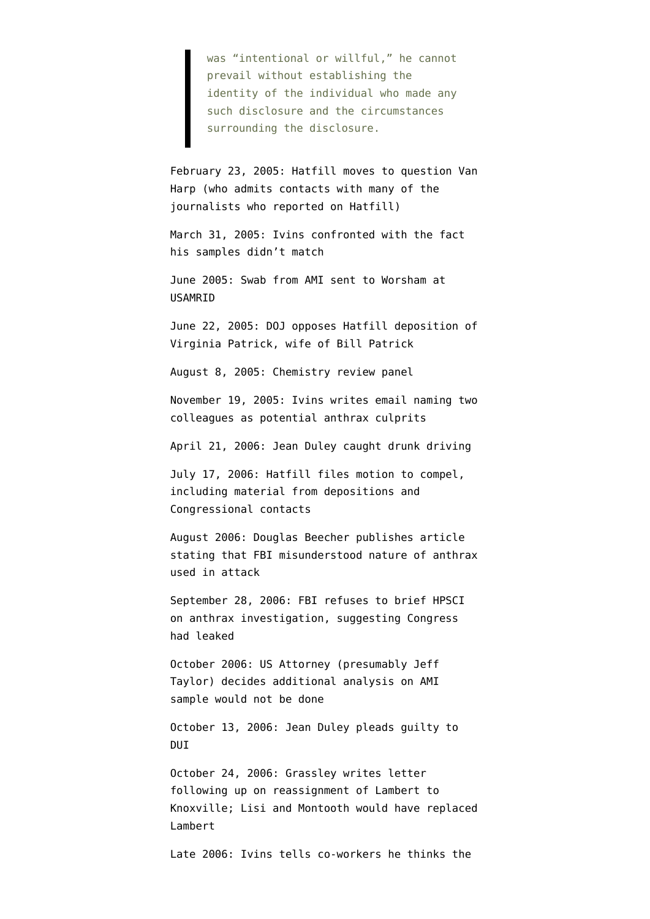> was “intentional or willful,” he cannot prevail without establishing the identity of the individual who made any such disclosure and the circumstances surrounding the disclosure.

February 23, 2005: Hatfill moves to question Van Harp (who admits contacts with many of the journalists who reported on Hatfill)

March 31, 2005: Ivins confronted with the fact his samples didn’t match

June 2005: Swab from AMI sent to Worsham at USAMRID

June 22, 2005: DOJ opposes Hatfill deposition of Virginia Patrick, wife of Bill Patrick

August 8, 2005: Chemistry review panel

November 19, 2005: Ivins writes email naming two colleagues as potential anthrax culprits

April 21, 2006: Jean Duley caught drunk driving

July 17, 2006: Hatfill files motion to compel, including material from depositions and Congressional contacts

August 2006: Douglas Beecher publishes article stating that FBI misunderstood nature of anthrax used in attack

September 28, 2006: FBI refuses to brief HPSCI on anthrax investigation, suggesting Congress had leaked

October 2006: US Attorney (presumably Jeff Taylor) decides additional analysis on AMI sample would not be done

October 13, 2006: Jean Duley pleads guilty to DUI

October 24, 2006: Grassley writes letter following up on reassignment of Lambert to Knoxville; Lisi and Montooth would have replaced Lambert

Late 2006: Ivins tells co-workers he thinks the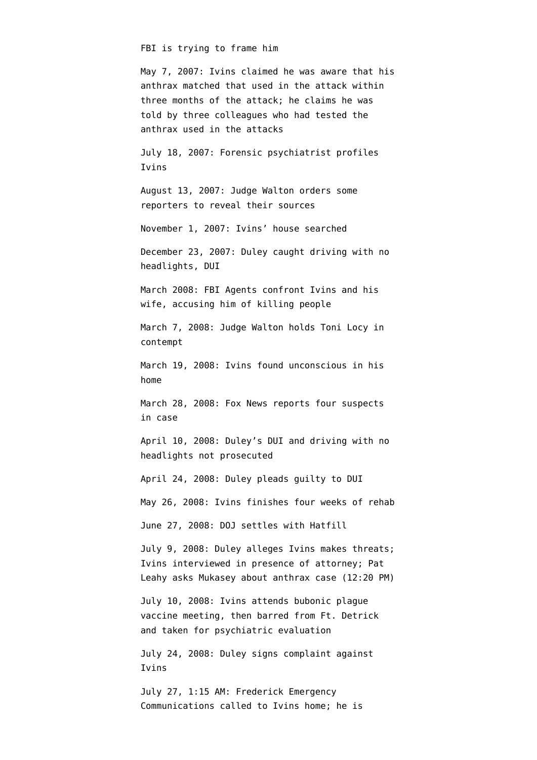FBI is trying to frame him

May 7, 2007: Ivins claimed he was aware that his anthrax matched that used in the attack within three months of the attack; he claims he was told by three colleagues who had tested the anthrax used in the attacks

July 18, 2007: Forensic psychiatrist profiles Ivins

August 13, 2007: Judge Walton orders some reporters to reveal their sources

November 1, 2007: Ivins' house searched

December 23, 2007: Duley caught driving with no headlights, DUI

March 2008: FBI Agents confront Ivins and his wife, accusing him of killing people

March 7, 2008: Judge Walton holds Toni Locy in contempt

March 19, 2008: Ivins found unconscious in his home

March 28, 2008: Fox News reports four suspects in case

April 10, 2008: Duley's DUI and driving with no headlights not prosecuted

April 24, 2008: Duley pleads guilty to DUI

May 26, 2008: Ivins finishes four weeks of rehab

June 27, 2008: DOJ settles with Hatfill

July 9, 2008: Duley alleges Ivins makes threats; Ivins interviewed in presence of attorney; Pat Leahy asks Mukasey about anthrax case (12:20 PM)

July 10, 2008: Ivins attends bubonic plague vaccine meeting, then barred from Ft. Detrick and taken for psychiatric evaluation

July 24, 2008: Duley signs complaint against Ivins

July 27, 1:15 AM: Frederick Emergency Communications called to Ivins home; he is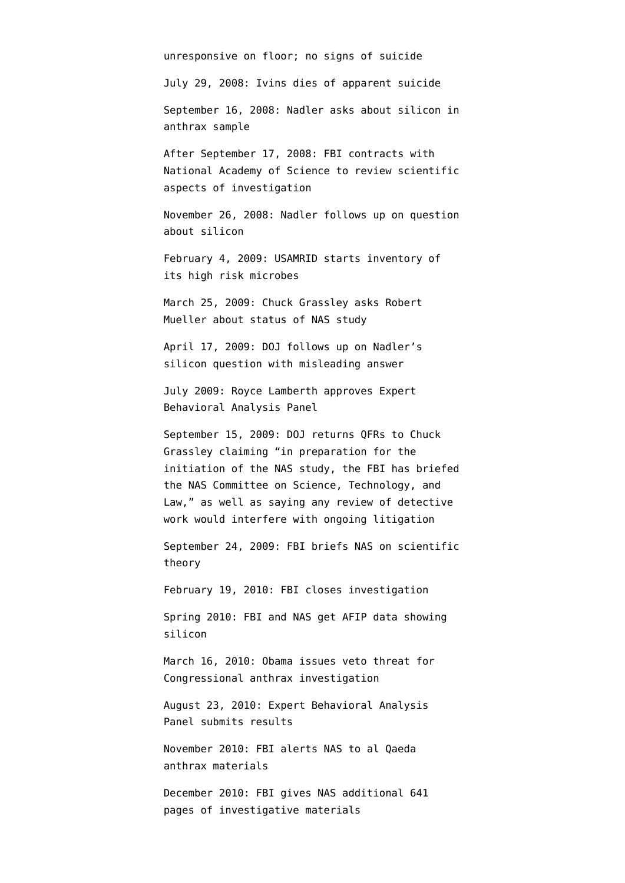unresponsive on floor; no signs of suicide

July 29, 2008: Ivins dies of apparent suicide

September 16, 2008: Nadler asks about silicon in anthrax sample

After September 17, 2008: FBI contracts with National Academy of Science to review scientific aspects of investigation

November 26, 2008: Nadler follows up on question about silicon

February 4, 2009: USAMRID starts inventory of its high risk microbes

March 25, 2009: Chuck Grassley asks Robert Mueller about status of NAS study

April 17, 2009: DOJ follows up on Nadler's silicon question with misleading answer

July 2009: Royce Lamberth approves Expert Behavioral Analysis Panel

September 15, 2009: DOJ returns QFRs to Chuck Grassley claiming "in preparation for the initiation of the NAS study, the FBI has briefed the NAS Committee on Science, Technology, and Law," as well as saying any review of detective work would interfere with ongoing litigation

September 24, 2009: FBI briefs NAS on scientific theory

February 19, 2010: FBI closes investigation

Spring 2010: FBI and NAS get AFIP data showing silicon

March 16, 2010: Obama issues veto threat for Congressional anthrax investigation

August 23, 2010: Expert Behavioral Analysis Panel submits results

November 2010: FBI alerts NAS to al Qaeda anthrax materials

December 2010: FBI gives NAS additional 641 pages of investigative materials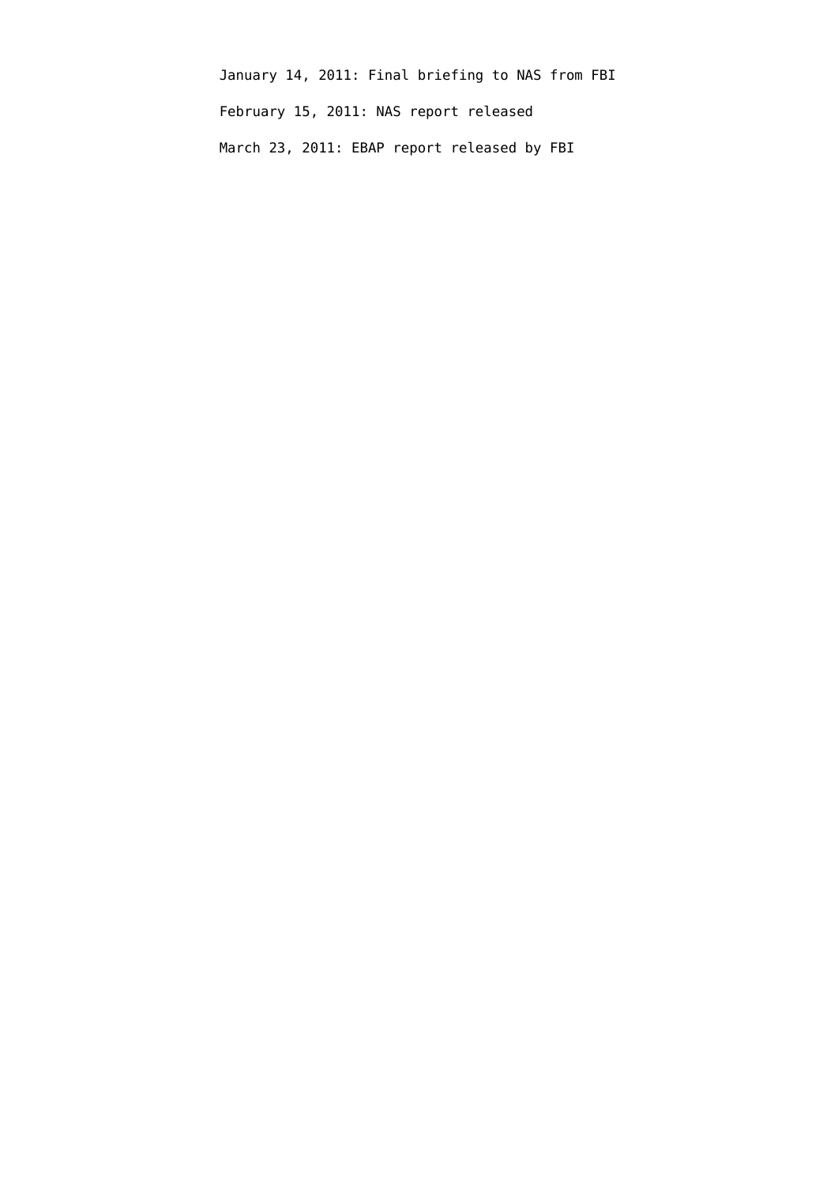January 14, 2011: Final briefing to NAS from FBI

February 15, 2011: NAS report released

March 23, 2011: EBAP report released by FBI